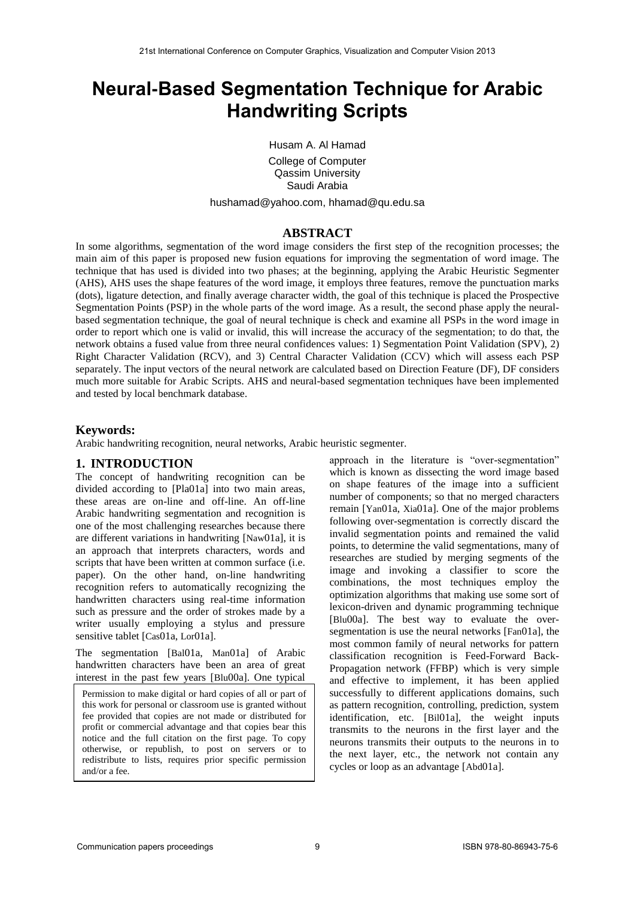# Neural-Based Segmentation Technique for Arabic Handwriting Scripts

Husam A. Al Hamad

College of Computer
Qassim University
Saudi Arabia

hushamad@yahoo.com, hhamad@qu.edu.sa

## ABSTRACT

In some algorithms, segmentation of the word image considers the first step of the recognition processes; the main aim of this paper is proposed new fusion equations for improving the segmentation of word image. The technique that has used is divided into two phases; at the beginning, applying the Arabic Heuristic Segmenter (AHS), AHS uses the shape features of the word image, it employs three features, remove the punctuation marks (dots), ligature detection, and finally average character width, the goal of this technique is placed the Prospective Segmentation Points (PSP) in the whole parts of the word image. As a result, the second phase apply the neural-based segmentation technique, the goal of neural technique is check and examine all PSPs in the word image in order to report which one is valid or invalid, this will increase the accuracy of the segmentation; to do that, the network obtains a fused value from three neural confidences values: 1) Segmentation Point Validation (SPV), 2) Right Character Validation (RCV), and 3) Central Character Validation (CCV) which will assess each PSP separately. The input vectors of the neural network are calculated based on Direction Feature (DF), DF considers much more suitable for Arabic Scripts. AHS and neural-based segmentation techniques have been implemented and tested by local benchmark database.

## Keywords:

Arabic handwriting recognition, neural networks, Arabic heuristic segmenter.

## 1. INTRODUCTION

The concept of handwriting recognition can be divided according to [Pla01a] into two main areas, these areas are on-line and off-line. An off-line Arabic handwriting segmentation and recognition is one of the most challenging researches because there are different variations in handwriting [Naw01a], it is an approach that interprets characters, words and scripts that have been written at common surface (i.e. paper). On the other hand, on-line handwriting recognition refers to automatically recognizing the handwritten characters using real-time information such as pressure and the order of strokes made by a writer usually employing a stylus and pressure sensitive tablet [Cas01a, Lor01a].

The segmentation [Bal01a, Man01a] of Arabic handwritten characters have been an area of great interest in the past few years [Blu00a]. One typical approach in the literature is "over-segmentation" which is known as dissecting the word image based on shape features of the image into a sufficient number of components; so that no merged characters remain [Yan01a, Xia01a]. One of the major problems following over-segmentation is correctly discard the invalid segmentation points and remained the valid points, to determine the valid segmentations, many of researches are studied by merging segments of the image and invoking a classifier to score the combinations, the most techniques employ the optimization algorithms that making use some sort of lexicon-driven and dynamic programming technique [Blu00a]. The best way to evaluate the over-segmentation is use the neural networks [Fan01a], the most common family of neural networks for pattern classification recognition is Feed-Forward Back-Propagation network (FFBP) which is very simple and effective to implement, it has been applied successfully to different applications domains, such as pattern recognition, controlling, prediction, system identification, etc. [Bil01a], the weight inputs transmits to the neurons in the first layer and the neurons transmits their outputs to the neurons in to the next layer, etc., the network not contain any cycles or loop as an advantage [Abd01a].

Permission to make digital or hard copies of all or part of this work for personal or classroom use is granted without fee provided that copies are not made or distributed for profit or commercial advantage and that copies bear this notice and the full citation on the first page. To copy otherwise, or republish, to post on servers or to redistribute to lists, requires prior specific permission and/or a fee.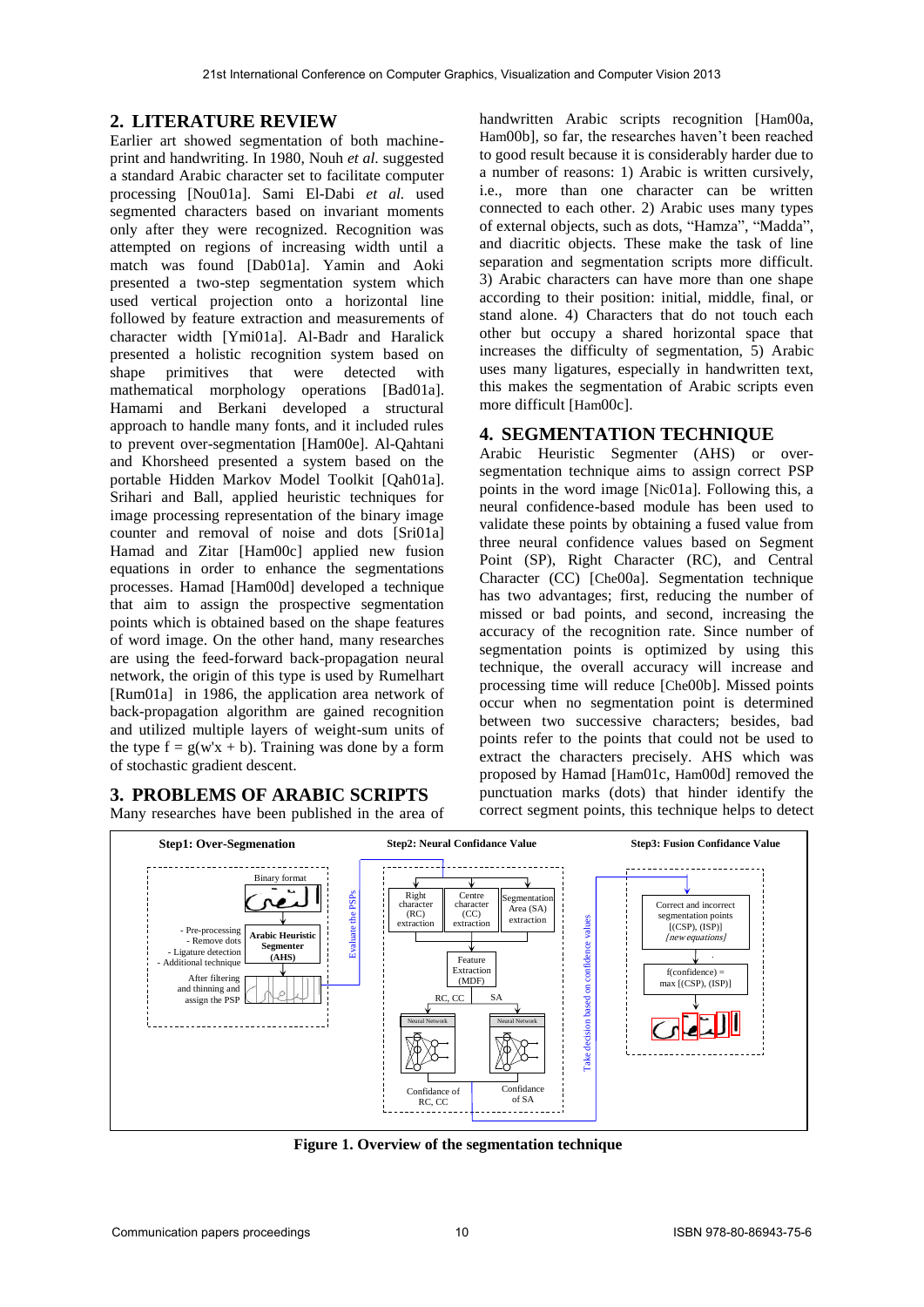## 2. LITERATURE REVIEW

Earlier art showed segmentation of both machine-print and handwriting. In 1980, Nouh *et al.* suggested a standard Arabic character set to facilitate computer processing [Nou01a]. Sami El-Dabi *et al.* used segmented characters based on invariant moments only after they were recognized. Recognition was attempted on regions of increasing width until a match was found [Dab01a]. Yamin and Aoki presented a two-step segmentation system which used vertical projection onto a horizontal line followed by feature extraction and measurements of character width [Ymi01a]. Al-Badr and Haralick presented a holistic recognition system based on shape primitives that were detected with mathematical morphology operations [Bad01a]. Hamami and Berkani developed a structural approach to handle many fonts, and it included rules to prevent over-segmentation [Ham00e]. Al-Qahtani and Khorsheed presented a system based on the portable Hidden Markov Model Toolkit [Qah01a]. Srihari and Ball, applied heuristic techniques for image processing representation of the binary image counter and removal of noise and dots [Sri01a] Hamad and Zitar [Ham00c] applied new fusion equations in order to enhance the segmentations processes. Hamad [Ham00d] developed a technique that aim to assign the prospective segmentation points which is obtained based on the shape features of word image. On the other hand, many researches are using the feed-forward back-propagation neural network, the origin of this type is used by Rumelhart [Rum01a] in 1986, the application area network of back-propagation algorithm are gained recognition and utilized multiple layers of weight-sum units of the type f = g(w'x + b). Training was done by a form of stochastic gradient descent.

## 3. PROBLEMS OF ARABIC SCRIPTS

Many researches have been published in the area of handwritten Arabic scripts recognition [Ham00a, Ham00b], so far, the researches haven't been reached to good result because it is considerably harder due to a number of reasons: 1) Arabic is written cursively, i.e., more than one character can be written connected to each other. 2) Arabic uses many types of external objects, such as dots, "Hamza", "Madda", and diacritic objects. These make the task of line separation and segmentation scripts more difficult. 3) Arabic characters can have more than one shape according to their position: initial, middle, final, or stand alone. 4) Characters that do not touch each other but occupy a shared horizontal space that increases the difficulty of segmentation, 5) Arabic uses many ligatures, especially in handwritten text, this makes the segmentation of Arabic scripts even more difficult [Ham00c].

## 4. SEGMENTATION TECHNIQUE

Arabic Heuristic Segmenter (AHS) or over-segmentation technique aims to assign correct PSP points in the word image [Nic01a]. Following this, a neural confidence-based module has been used to validate these points by obtaining a fused value from three neural confidence values based on Segment Point (SP), Right Character (RC), and Central Character (CC) [Che00a]. Segmentation technique has two advantages; first, reducing the number of missed or bad points, and second, increasing the accuracy of the recognition rate. Since number of segmentation points is optimized by using this technique, the overall accuracy will increase and processing time will reduce [Che00b]. Missed points occur when no segmentation point is determined between two successive characters; besides, bad points refer to the points that could not be used to extract the characters precisely. AHS which was proposed by Hamad [Ham01c, Ham00d] removed the punctuation marks (dots) that hinder identify the correct segment points, this technique helps to detect

**Figure 1. Overview of the segmentation technique**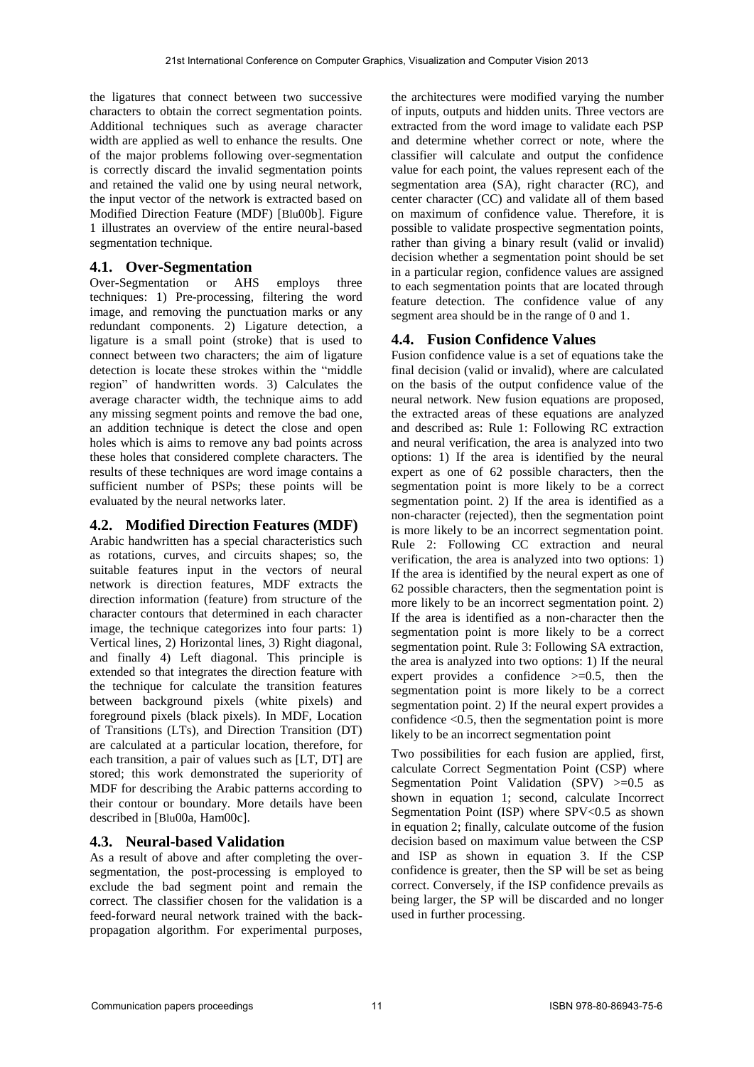the ligatures that connect between two successive characters to obtain the correct segmentation points. Additional techniques such as average character width are applied as well to enhance the results. One of the major problems following over-segmentation is correctly discard the invalid segmentation points and retained the valid one by using neural network, the input vector of the network is extracted based on Modified Direction Feature (MDF) [Blu00b]. Figure 1 illustrates an overview of the entire neural-based segmentation technique.

## 4.1. Over-Segmentation

Over-Segmentation or AHS employs three techniques: 1) Pre-processing, filtering the word image, and removing the punctuation marks or any redundant components. 2) Ligature detection, a ligature is a small point (stroke) that is used to connect between two characters; the aim of ligature detection is locate these strokes within the "middle region" of handwritten words. 3) Calculates the average character width, the technique aims to add any missing segment points and remove the bad one, an addition technique is detect the close and open holes which is aims to remove any bad points across these holes that considered complete characters. The results of these techniques are word image contains a sufficient number of PSPs; these points will be evaluated by the neural networks later.

## 4.2. Modified Direction Features (MDF)

Arabic handwritten has a special characteristics such as rotations, curves, and circuits shapes; so, the suitable features input in the vectors of neural network is direction features, MDF extracts the direction information (feature) from structure of the character contours that determined in each character image, the technique categorizes into four parts: 1) Vertical lines, 2) Horizontal lines, 3) Right diagonal, and finally 4) Left diagonal. This principle is extended so that integrates the direction feature with the technique for calculate the transition features between background pixels (white pixels) and foreground pixels (black pixels). In MDF, Location of Transitions (LTs), and Direction Transition (DT) are calculated at a particular location, therefore, for each transition, a pair of values such as [LT, DT] are stored; this work demonstrated the superiority of MDF for describing the Arabic patterns according to their contour or boundary. More details have been described in [Blu00a, Ham00c].

## 4.3. Neural-based Validation

As a result of above and after completing the over-segmentation, the post-processing is employed to exclude the bad segment point and remain the correct. The classifier chosen for the validation is a feed-forward neural network trained with the back-propagation algorithm. For experimental purposes, the architectures were modified varying the number of inputs, outputs and hidden units. Three vectors are extracted from the word image to validate each PSP and determine whether correct or note, where the classifier will calculate and output the confidence value for each point, the values represent each of the segmentation area (SA), right character (RC), and center character (CC) and validate all of them based on maximum of confidence value. Therefore, it is possible to validate prospective segmentation points, rather than giving a binary result (valid or invalid) decision whether a segmentation point should be set in a particular region, confidence values are assigned to each segmentation points that are located through feature detection. The confidence value of any segment area should be in the range of 0 and 1.

## 4.4. Fusion Confidence Values

Fusion confidence value is a set of equations take the final decision (valid or invalid), where are calculated on the basis of the output confidence value of the neural network. New fusion equations are proposed, the extracted areas of these equations are analyzed and described as: Rule 1: Following RC extraction and neural verification, the area is analyzed into two options: 1) If the area is identified by the neural expert as one of 62 possible characters, then the segmentation point is more likely to be a correct segmentation point. 2) If the area is identified as a non-character (rejected), then the segmentation point is more likely to be an incorrect segmentation point. Rule 2: Following CC extraction and neural verification, the area is analyzed into two options: 1) If the area is identified by the neural expert as one of 62 possible characters, then the segmentation point is more likely to be an incorrect segmentation point. 2) If the area is identified as a non-character then the segmentation point is more likely to be a correct segmentation point. Rule 3: Following SA extraction, the area is analyzed into two options: 1) If the neural expert provides a confidence >=0.5, then the segmentation point is more likely to be a correct segmentation point. 2) If the neural expert provides a confidence <0.5, then the segmentation point is more likely to be an incorrect segmentation point

Two possibilities for each fusion are applied, first, calculate Correct Segmentation Point (CSP) where Segmentation Point Validation (SPV) >=0.5 as shown in equation 1; second, calculate Incorrect Segmentation Point (ISP) where SPV<0.5 as shown in equation 2; finally, calculate outcome of the fusion decision based on maximum value between the CSP and ISP as shown in equation 3. If the CSP confidence is greater, then the SP will be set as being correct. Conversely, if the ISP confidence prevails as being larger, the SP will be discarded and no longer used in further processing.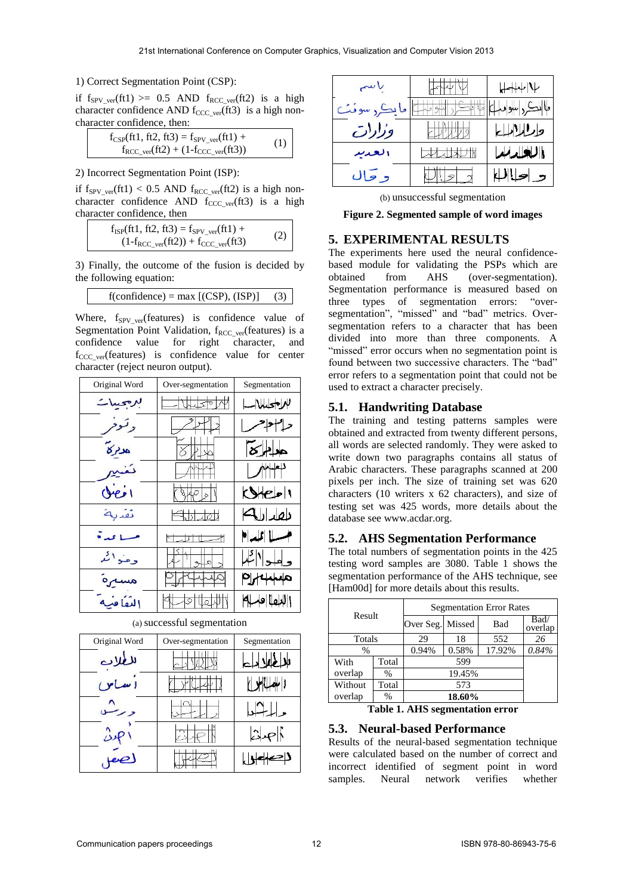1) Correct Segmentation Point (CSP):

if $f_{SPV\_ver}(ft1) >= 0.5$ AND $f_{RCC\_ver}(ft2)$ is a high character confidence AND $f_{CCC\_ver}(ft3)$ is a high non-character confidence, then:

$$f_{CSP}(ft1, ft2, ft3) = f_{SPV\_ver}(ft1) + f_{RCC\_ver}(ft2) + (1-f_{CCC\_ver}(ft3)) \quad (1)$$

2) Incorrect Segmentation Point (ISP):

if $f_{SPV\_ver}(ft1) < 0.5$ AND $f_{RCC\_ver}(ft2)$ is a high non-character confidence AND $f_{CCC\_ver}(ft3)$ is a high character confidence, then

$$f_{ISP}(ft1, ft2, ft3) = f_{SPV\_ver}(ft1) + (1-f_{RCC\_ver}(ft2)) + f_{CCC\_ver}(ft3) \quad (2)$$

3) Finally, the outcome of the fusion is decided by the following equation:

$$f(confidence) = \max [(CSP), (ISP)] \quad (3)$$

Where, $f_{SPV\_ver}(features)$ is confidence value of Segmentation Point Validation, $f_{RCC\_ver}(features)$ is a confidence value for right character, and $f_{CCC\_ver}(features)$ is confidence value for center character (reject neuron output).

(a) successful segmentation

(b) unsuccessful segmentation

**Figure 2. Segmented sample of word images**

## 5. EXPERIMENTAL RESULTS

The experiments here used the neural confidence-based module for validating the PSPs which are obtained from AHS (over-segmentation). Segmentation performance is measured based on three types of segmentation errors: "over-segmentation", "missed" and "bad" metrics. Over-segmentation refers to a character that has been divided into more than three components. A "missed" error occurs when no segmentation point is found between two successive characters. The "bad" error refers to a segmentation point that could not be used to extract a character precisely.

### 5.1. Handwriting Database

The training and testing patterns samples were obtained and extracted from twenty different persons, all words are selected randomly. They were asked to write down two paragraphs contains all status of Arabic characters. These paragraphs scanned at 200 pixels per inch. The size of training set was 620 characters (10 writers x 62 characters), and size of testing set was 425 words, more details about the database see www.acdar.org.

### 5.2. AHS Segmentation Performance

The total numbers of segmentation points in the 425 testing word samples are 3080. Table 1 shows the segmentation performance of the AHS technique, see [Ham00d] for more details about this results.

| Result | | Segmentation Error Rates | | | |
|---|---|---|---|---|---|
| | | Over Seg. | Missed | Bad | Bad/ overlap |
| Totals | | 29 | 18 | 552 | *26* |
| % | | 0.94% | 0.58% | 17.92% | *0.84%* |
| With overlap | Total | 599 | | | |
| | % | 19.45% | | | |
| Without overlap | Total | 573 | | | |
| | % | **18.60%** | | | |

**Table 1. AHS segmentation error**

### 5.3. Neural-based Performance

Results of the neural-based segmentation technique were calculated based on the number of correct and incorrect identified of segment point in word samples. Neural network verifies whether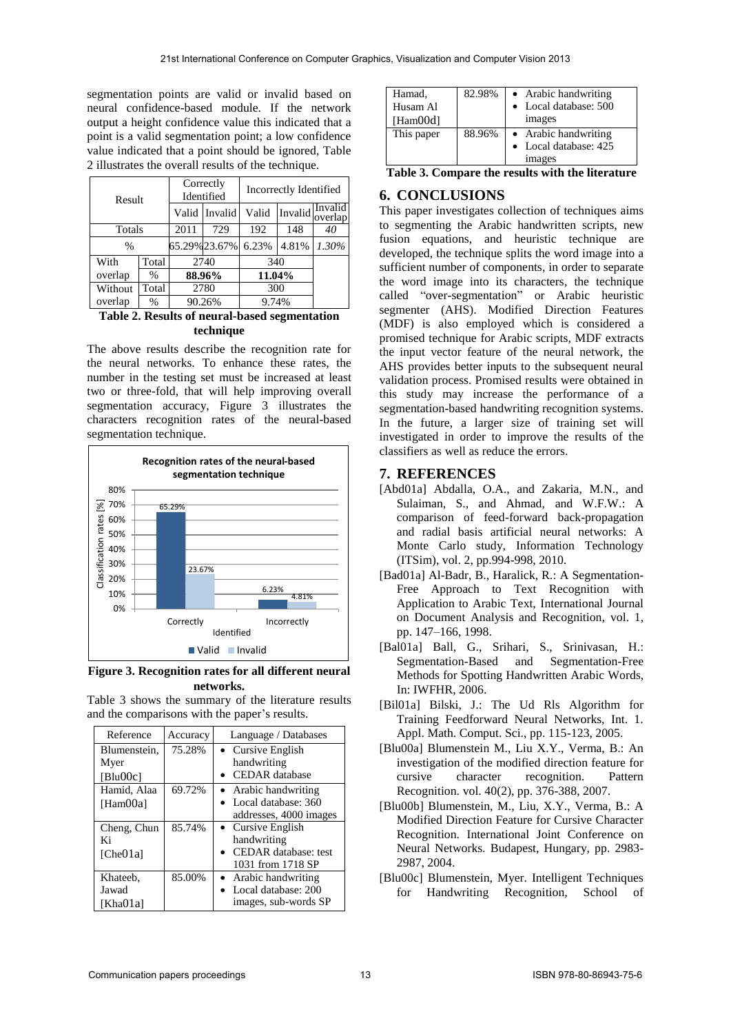segmentation points are valid or invalid based on neural confidence-based module. If the network output a height confidence value this indicated that a point is a valid segmentation point; a low confidence value indicated that a point should be ignored, Table 2 illustrates the overall results of the technique.

| Result | | Correctly Identified | | Incorrectly Identified | | |
|---|---|---|---|---|---|---|
| | | Valid | Invalid | Valid | Invalid | Invalid overlap |
| Totals | | 2011 | 729 | 192 | 148 | *40* |
| % | | 65.29% | 23.67% | 6.23% | 4.81% | *1.30%* |
| With overlap | Total | 2740 | | 340 | | |
| | % | **88.96%** | | **11.04%** | | |
| Without overlap | Total | 2780 | | 300 | | |
| | % | 90.26% | | 9.74% | | |

**Table 2. Results of neural-based segmentation technique**

The above results describe the recognition rate for the neural networks. To enhance these rates, the number in the testing set must be increased at least two or three-fold, that will help improving overall segmentation accuracy, Figure 3 illustrates the characters recognition rates of the neural-based segmentation technique.

**Figure 3. Recognition rates for all different neural networks.**

Table 3 shows the summary of the literature results and the comparisons with the paper's results.

| Reference | Accuracy | Language / Databases |
|---|---|---|
| Blumenstein, Myer [Blu00c] | 75.28% | • Cursive English handwriting<br>• CEDAR database |
| Hamid, Alaa [Ham00a] | 69.72% | • Arabic handwriting<br>• Local database: 360 addresses, 4000 images |
| Cheng, Chun Ki [Che01a] | 85.74% | • Cursive English handwriting<br>• CEDAR database: test 1031 from 1718 SP |
| Khateeb, Jawad [Kha01a] | 85.00% | • Arabic handwriting<br>• Local database: 200 images, sub-words SP |
| Hamad, Husam Al [Ham00d] | 82.98% | • Arabic handwriting<br>• Local database: 500 images |
| This paper | 88.96% | • Arabic handwriting<br>• Local database: 425 images |

**Table 3. Compare the results with the literature**

## 6. CONCLUSIONS

This paper investigates collection of techniques aims to segmenting the Arabic handwritten scripts, new fusion equations, and heuristic technique are developed, the technique splits the word image into a sufficient number of components, in order to separate the word image into its characters, the technique called "over-segmentation" or Arabic heuristic segmenter (AHS). Modified Direction Features (MDF) is also employed which is considered a promised technique for Arabic scripts, MDF extracts the input vector feature of the neural network, the AHS provides better inputs to the subsequent neural validation process. Promised results were obtained in this study may increase the performance of a segmentation-based handwriting recognition systems. In the future, a larger size of training set will investigated in order to improve the results of the classifiers as well as reduce the errors.

## 7. REFERENCES

[Abd01a] Abdalla, O.A., and Zakaria, M.N., and Sulaiman, S., and Ahmad, and W.F.W.: A comparison of feed-forward back-propagation and radial basis artificial neural networks: A Monte Carlo study, Information Technology (ITSim), vol. 2, pp.994-998, 2010.

[Bad01a] Al-Badr, B., Haralick, R.: A Segmentation-Free Approach to Text Recognition with Application to Arabic Text, International Journal on Document Analysis and Recognition, vol. 1, pp. 147–166, 1998.

[Bal01a] Ball, G., Srihari, S., Srinivasan, H.: Segmentation-Based and Segmentation-Free Methods for Spotting Handwritten Arabic Words, In: IWFHR, 2006.

[Bil01a] Bilski, J.: The Ud Rls Algorithm for Training Feedforward Neural Networks, Int. 1. Appl. Math. Comput. Sci., pp. 115-123, 2005.

[Blu00a] Blumenstein M., Liu X.Y., Verma, B.: An investigation of the modified direction feature for cursive character recognition. Pattern Recognition. vol. 40(2), pp. 376-388, 2007.

[Blu00b] Blumenstein, M., Liu, X.Y., Verma, B.: A Modified Direction Feature for Cursive Character Recognition. International Joint Conference on Neural Networks. Budapest, Hungary, pp. 2983-2987, 2004.

[Blu00c] Blumenstein, Myer. Intelligent Techniques for Handwriting Recognition, School of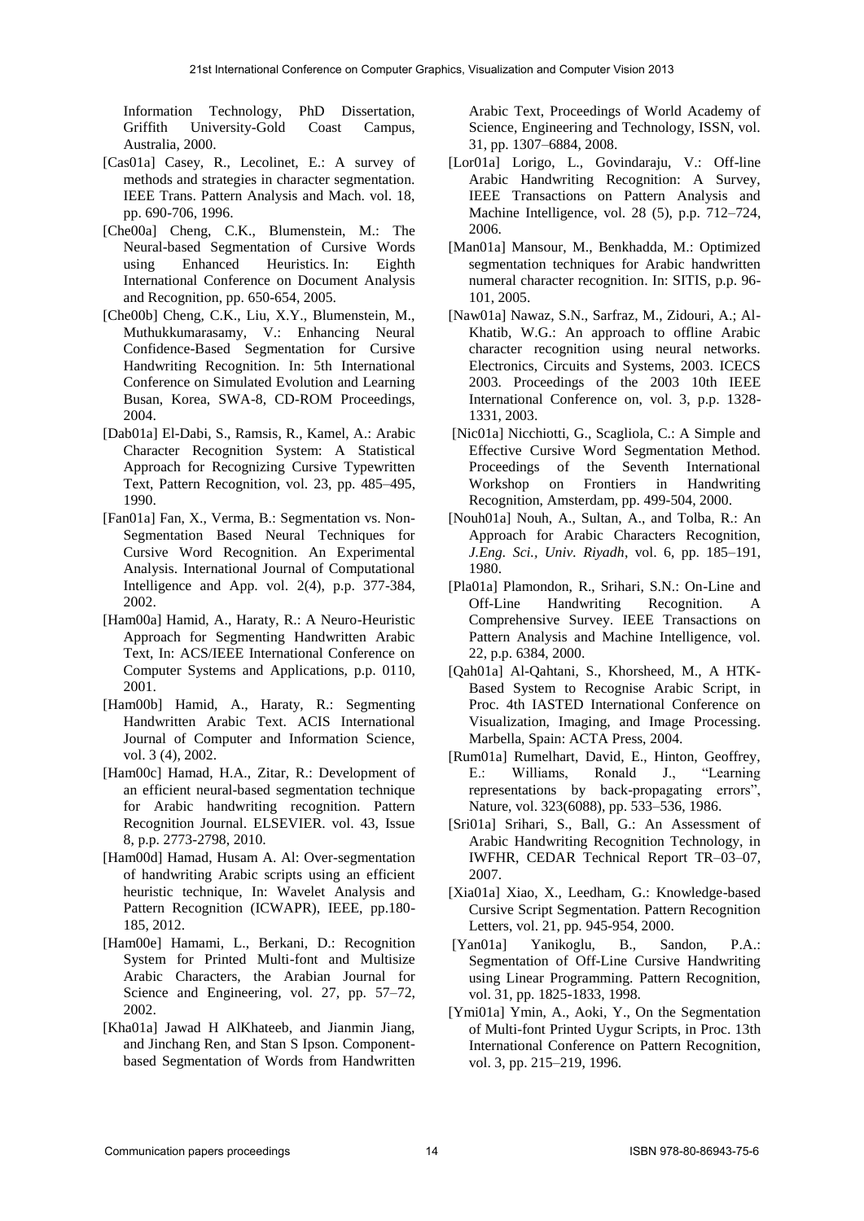Information Technology, PhD Dissertation, Griffith University-Gold Coast Campus, Australia, 2000.

[Cas01a] Casey, R., Lecolinet, E.: A survey of methods and strategies in character segmentation. IEEE Trans. Pattern Analysis and Mach. vol. 18, pp. 690-706, 1996.

[Che00a] Cheng, C.K., Blumenstein, M.: The Neural-based Segmentation of Cursive Words using Enhanced Heuristics. In: Eighth International Conference on Document Analysis and Recognition, pp. 650-654, 2005.

[Che00b] Cheng, C.K., Liu, X.Y., Blumenstein, M., Muthukkumarasamy, V.: Enhancing Neural Confidence-Based Segmentation for Cursive Handwriting Recognition. In: 5th International Conference on Simulated Evolution and Learning Busan, Korea, SWA-8, CD-ROM Proceedings, 2004.

[Dab01a] El-Dabi, S., Ramsis, R., Kamel, A.: Arabic Character Recognition System: A Statistical Approach for Recognizing Cursive Typewritten Text, Pattern Recognition, vol. 23, pp. 485–495, 1990.

[Fan01a] Fan, X., Verma, B.: Segmentation vs. Non-Segmentation Based Neural Techniques for Cursive Word Recognition. An Experimental Analysis. International Journal of Computational Intelligence and App. vol. 2(4), p.p. 377-384, 2002.

[Ham00a] Hamid, A., Haraty, R.: A Neuro-Heuristic Approach for Segmenting Handwritten Arabic Text, In: ACS/IEEE International Conference on Computer Systems and Applications, p.p. 0110, 2001.

[Ham00b] Hamid, A., Haraty, R.: Segmenting Handwritten Arabic Text. ACIS International Journal of Computer and Information Science, vol. 3 (4), 2002.

[Ham00c] Hamad, H.A., Zitar, R.: Development of an efficient neural-based segmentation technique for Arabic handwriting recognition. Pattern Recognition Journal. ELSEVIER. vol. 43, Issue 8, p.p. 2773-2798, 2010.

[Ham00d] Hamad, Husam A. Al: Over-segmentation of handwriting Arabic scripts using an efficient heuristic technique, In: Wavelet Analysis and Pattern Recognition (ICWAPR), IEEE, pp.180-185, 2012.

[Ham00e] Hamami, L., Berkani, D.: Recognition System for Printed Multi-font and Multisize Arabic Characters, the Arabian Journal for Science and Engineering, vol. 27, pp. 57–72, 2002.

[Kha01a] Jawad H AlKhateeb, and Jianmin Jiang, and Jinchang Ren, and Stan S Ipson. Component-based Segmentation of Words from Handwritten Arabic Text, Proceedings of World Academy of Science, Engineering and Technology, ISSN, vol. 31, pp. 1307–6884, 2008.

[Lor01a] Lorigo, L., Govindaraju, V.: Off-line Arabic Handwriting Recognition: A Survey, IEEE Transactions on Pattern Analysis and Machine Intelligence, vol. 28 (5), p.p. 712–724, 2006.

[Man01a] Mansour, M., Benkhadda, M.: Optimized segmentation techniques for Arabic handwritten numeral character recognition. In: SITIS, p.p. 96-101, 2005.

[Naw01a] Nawaz, S.N., Sarfraz, M., Zidouri, A.; Al-Khatib, W.G.: An approach to offline Arabic character recognition using neural networks. Electronics, Circuits and Systems, 2003. ICECS 2003. Proceedings of the 2003 10th IEEE International Conference on, vol. 3, p.p. 1328-1331, 2003.

[Nic01a] Nicchiotti, G., Scagliola, C.: A Simple and Effective Cursive Word Segmentation Method. Proceedings of the Seventh International Workshop on Frontiers in Handwriting Recognition, Amsterdam, pp. 499-504, 2000.

[Nouh01a] Nouh, A., Sultan, A., and Tolba, R.: An Approach for Arabic Characters Recognition, *J.Eng. Sci., Univ. Riyadh*, vol. 6, pp. 185–191, 1980.

[Pla01a] Plamondon, R., Srihari, S.N.: On-Line and Off-Line Handwriting Recognition. A Comprehensive Survey. IEEE Transactions on Pattern Analysis and Machine Intelligence, vol. 22, p.p. 6384, 2000.

[Qah01a] Al-Qahtani, S., Khorsheed, M., A HTK-Based System to Recognise Arabic Script, in Proc. 4th IASTED International Conference on Visualization, Imaging, and Image Processing. Marbella, Spain: ACTA Press, 2004.

[Rum01a] Rumelhart, David, E., Hinton, Geoffrey, E.: Williams, Ronald J., "Learning representations by back-propagating errors", Nature, vol. 323(6088), pp. 533–536, 1986.

[Sri01a] Srihari, S., Ball, G.: An Assessment of Arabic Handwriting Recognition Technology, in IWFHR, CEDAR Technical Report TR–03–07, 2007.

[Xia01a] Xiao, X., Leedham, G.: Knowledge-based Cursive Script Segmentation. Pattern Recognition Letters, vol. 21, pp. 945-954, 2000.

[Yan01a] Yanikoglu, B., Sandon, P.A.: Segmentation of Off-Line Cursive Handwriting using Linear Programming. Pattern Recognition, vol. 31, pp. 1825-1833, 1998.

[Ymi01a] Ymin, A., Aoki, Y., On the Segmentation of Multi-font Printed Uygur Scripts, in Proc. 13th International Conference on Pattern Recognition, vol. 3, pp. 215–219, 1996.